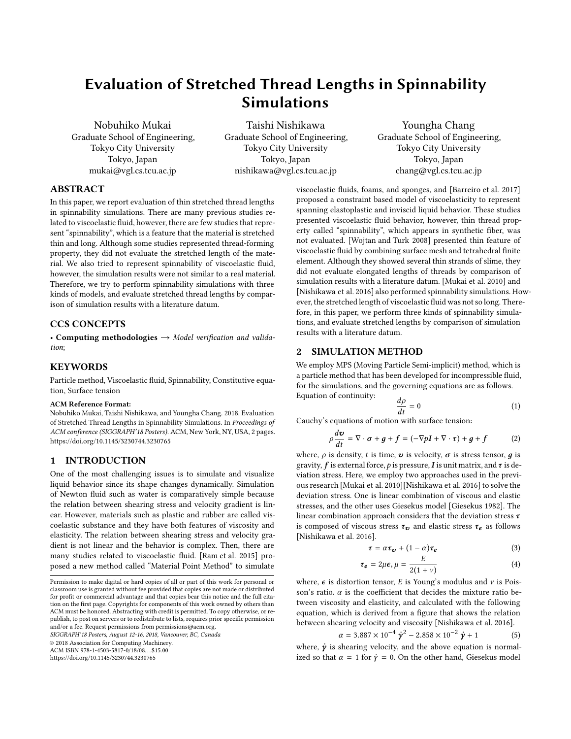# Evaluation of Stretched Thread Lengths in Spinnability Simulations

Nobuhiko Mukai
Graduate School of Engineering,
Tokyo City University
Tokyo, Japan
mukai@vgl.cs.tcu.ac.jp

Taishi Nishikawa
Graduate School of Engineering,
Tokyo City University
Tokyo, Japan
nishikawa@vgl.cs.tcu.ac.jp

Youngha Chang
Graduate School of Engineering,
Tokyo City University
Tokyo, Japan
chang@vgl.cs.tcu.ac.jp

## ABSTRACT

In this paper, we report evaluation of thin stretched thread lengths in spinnability simulations. There are many previous studies related to viscoelastic fluid, however, there are few studies that represent "spinnability", which is a feature that the material is stretched thin and long. Although some studies represented thread-forming property, they did not evaluate the stretched length of the material. We also tried to represent spinnability of viscoelastic fluid, however, the simulation results were not similar to a real material. Therefore, we try to perform spinnability simulations with three kinds of models, and evaluate stretched thread lengths by comparison of simulation results with a literature datum.

## CCS CONCEPTS

• **Computing methodologies** → *Model verification and validation*;

## KEYWORDS

Particle method, Viscoelastic fluid, Spinnability, Constitutive equation, Surface tension

**ACM Reference Format:**
Nobuhiko Mukai, Taishi Nishikawa, and Youngha Chang. 2018. Evaluation of Stretched Thread Lengths in Spinnability Simulations. In *Proceedings of ACM conference (SIGGRAPH'18 Posters)*. ACM, New York, NY, USA, 2 pages. https://doi.org/10.1145/3230744.3230765

## 1 INTRODUCTION

One of the most challenging issues is to simulate and visualize liquid behavior since its shape changes dynamically. Simulation of Newton fluid such as water is comparatively simple because the relation between shearing stress and velocity gradient is linear. However, materials such as plastic and rubber are called viscoelastic substance and they have both features of viscosity and elasticity. The relation between shearing stress and velocity gradient is not linear and the behavior is complex. Then, there are many studies related to viscoelastic fluid. [Ram et al. 2015] proposed a new method called "Material Point Method" to simulate viscoelastic fluids, foams, and sponges, and [Barreiro et al. 2017] proposed a constraint based model of viscoelasticity to represent spanning elastoplastic and inviscid liquid behavior. These studies presented viscoelastic fluid behavior, however, thin thread property called "spinnability", which appears in synthetic fiber, was not evaluated. [Wojtan and Turk 2008] presented thin feature of viscoelastic fluid by combining surface mesh and tetrahedral finite element. Although they showed several thin strands of slime, they did not evaluate elongated lengths of threads by comparison of simulation results with a literature datum. [Mukai et al. 2010] and [Nishikawa et al. 2016] also performed spinnability simulations. However, the stretched length of viscoelastic fluid was not so long. Therefore, in this paper, we perform three kinds of spinnability simulations, and evaluate stretched lengths by comparison of simulation results with a literature datum.

## 2 SIMULATION METHOD

We employ MPS (Moving Particle Semi-implicit) method, which is a particle method that has been developed for incompressible fluid, for the simulations, and the governing equations are as follows.
Equation of continuity:

$$\frac{d\rho}{dt} = 0 \tag{1}$$

Cauchy's equations of motion with surface tension:

$$\rho\frac{d\boldsymbol{v}}{dt} = \nabla \cdot \boldsymbol{\sigma} + \boldsymbol{g} + \boldsymbol{f} = (-\nabla p\boldsymbol{I} + \nabla \cdot \boldsymbol{\tau}) + \boldsymbol{g} + \boldsymbol{f} \tag{2}$$

where, $\rho$ is density, $t$ is time, $\boldsymbol{v}$ is velocity, $\boldsymbol{\sigma}$ is stress tensor, $\boldsymbol{g}$ is gravity, $\boldsymbol{f}$ is external force, $p$ is pressure, $\boldsymbol{I}$ is unit matrix, and $\boldsymbol{\tau}$ is deviation stress. Here, we employ two approaches used in the previous research [Mukai et al. 2010][Nishikawa et al. 2016] to solve the deviation stress. One is linear combination of viscous and elastic stresses, and the other uses Giesekus model [Giesekus 1982]. The linear combination approach considers that the deviation stress $\boldsymbol{\tau}$ is composed of viscous stress $\boldsymbol{\tau_v}$ and elastic stress $\boldsymbol{\tau_e}$ as follows [Nishikawa et al. 2016].

$$\boldsymbol{\tau} = \alpha\boldsymbol{\tau_v} + (1-\alpha)\boldsymbol{\tau_e} \tag{3}$$

$$\boldsymbol{\tau_e} = 2\mu\boldsymbol{\epsilon}, \mu = \frac{E}{2(1+\nu)} \tag{4}$$

where, $\boldsymbol{\epsilon}$ is distortion tensor, $E$ is Young's modulus and $\nu$ is Poisson's ratio. $\alpha$ is the coefficient that decides the mixture ratio between viscosity and elasticity, and calculated with the following equation, which is derived from a figure that shows the relation between shearing velocity and viscosity [Nishikawa et al. 2016].

$$\alpha = 3.887 \times 10^{-4}\ \dot{\boldsymbol{\gamma}}^2 - 2.858 \times 10^{-2}\ \dot{\boldsymbol{\gamma}} + 1 \tag{5}$$

where, $\dot{\boldsymbol{\gamma}}$ is shearing velocity, and the above equation is normalized so that $\alpha = 1$ for $\dot{\gamma} = 0$. On the other hand, Giesekus model

Permission to make digital or hard copies of all or part of this work for personal or classroom use is granted without fee provided that copies are not made or distributed for profit or commercial advantage and that copies bear this notice and the full citation on the first page. Copyrights for components of this work owned by others than ACM must be honored. Abstracting with credit is permitted. To copy otherwise, or republish, to post on servers or to redistribute to lists, requires prior specific permission and/or a fee. Request permissions from permissions@acm.org.
*SIGGRAPH'18 Posters, August 12-16, 2018, Vancouver, BC, Canada*
© 2018 Association for Computing Machinery.
ACM ISBN 978-1-4503-5817-0/18/08...$15.00
https://doi.org/10.1145/3230744.3230765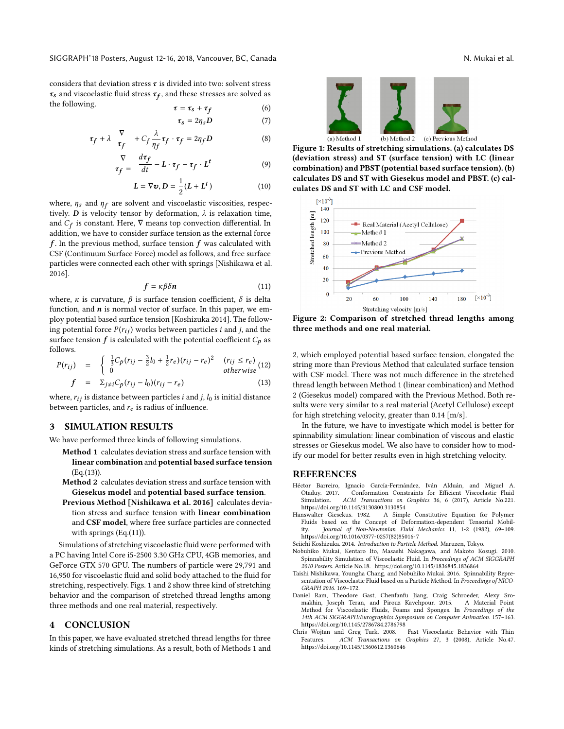considers that deviation stress $\tau$ is divided into two: solvent stress $\tau_s$ and viscoelastic fluid stress $\tau_f$, and these stresses are solved as the following.

$$\tau = \tau_s + \tau_f \tag{6}$$

$$\tau_s = 2\eta_s D \tag{7}$$

$$\tau_f + \lambda \overset{\nabla}{\tau_f} + C_f \frac{\lambda}{\eta_f} \tau_f \cdot \tau_f = 2\eta_f D \tag{8}$$

$$\overset{\nabla}{\tau_f} = \frac{d\tau_f}{dt} - L \cdot \tau_f - \tau_f \cdot L^t \tag{9}$$

$$L = \nabla v, D = \frac{1}{2}(L + L^t) \tag{10}$$

where, $\eta_s$ and $\eta_f$ are solvent and viscoelastic viscosities, respectively. $D$ is velocity tensor by deformation, $\lambda$ is relaxation time, and $C_f$ is constant. Here, $\nabla$ means top convection differential. In addition, we have to consider surface tension as the external force $f$. In the previous method, surface tension $f$ was calculated with CSF (Continuum Surface Force) model as follows, and free surface particles were connected each other with springs [Nishikawa et al. 2016].

$$f = \kappa \beta \delta n \tag{11}$$

where, $\kappa$ is curvature, $\beta$ is surface tension coefficient, $\delta$ is delta function, and $n$ is normal vector of surface. In this paper, we employ potential based surface tension [Koshizuka 2014]. The following potential force $P(r_{ij})$ works between particles $i$ and $j$, and the surface tension $f$ is calculated with the potential coefficient $C_p$ as follows.

$$P(r_{ij}) = \begin{cases} \frac{1}{3}C_p(r_{ij} - \frac{3}{2}l_0 + \frac{1}{2}r_e)(r_{ij} - r_e)^2 & (r_{ij} \le r_e) \\ 0 & otherwise \end{cases} \tag{12}$$

$$f = \Sigma_{j \neq i} C_p (r_{ij} - l_0)(r_{ij} - r_e) \tag{13}$$

where, $r_{ij}$ is distance between particles $i$ and $j$, $l_0$ is initial distance between particles, and $r_e$ is radius of influence.

## 3 SIMULATION RESULTS

We have performed three kinds of following simulations.

- **Method 1** calculates deviation stress and surface tension with **linear combination** and **potential based surface tension** (Eq.(13)).
- **Method 2** calculates deviation stress and surface tension with **Giesekus model** and **potential based surface tension**.
- **Previous Method [Nishikawa et al. 2016]** calculates deviation stress and surface tension with **linear combination** and **CSF model**, where free surface particles are connected with springs (Eq.(11)).

Simulations of stretching viscoelastic fluid were performed with a PC having Intel Core i5-2500 3.30 GHz CPU, 4GB memories, and GeForce GTX 570 GPU. The numbers of particle were 29,791 and 16,950 for viscoelastic fluid and solid body attached to the fluid for stretching, respectively. Figs. 1 and 2 show three kind of stretching behavior and the comparison of stretched thread lengths among three methods and one real material, respectively.

## 4 CONCLUSION

In this paper, we have evaluated stretched thread lengths for three kinds of stretching simulations. As a result, both of Methods 1 and 2, which employed potential based surface tension, elongated the string more than Previous Method that calculated surface tension with CSF model. There was not much difference in the stretched thread length between Method 1 (linear combination) and Method 2 (Giesekus model) compared with the Previous Method. Both results were very similar to a real material (Acetyl Cellulose) except for high stretching velocity, greater than 0.14 [m/s].

In the future, we have to investigate which model is better for spinnability simulation: linear combination of viscous and elastic stresses or Giesekus model. We also have to consider how to modify our model for better results even in high stretching velocity.

(a) Method 1 (b) Method 2 (c) Previous Method

**Figure 1: Results of stretching simulations. (a) calculates DS (deviation stress) and ST (surface tension) with LC (linear combination) and PBST (potential based surface tension). (b) calculates DS and ST with Giesekus model and PBST. (c) calculates DS and ST with LC and CSF model.**

[×10⁻³]
Stretched length [m]
0
20
40
60
80
100
120
140
Real Material (Acetyl Cellulose)
Method 1
Method 2
Previous Method
20 60 100 140 180 [×10⁻³]
Stretching velocity [m/s]

**Figure 2: Comparison of stretched thread lengths among three methods and one real material.**

## REFERENCES

Héctor Barreiro, Ignacio García-Fernández, Iván Alduán, and Miguel A. Otaduy. 2017. Conformation Constraints for Efficient Viscoelastic Fluid Simulation. *ACM Transactions on Graphics* 36, 6 (2017), Article No.221. https://doi.org/10.1145/3130800.3130854

Hanswalter Giesekus. 1982. A Simple Constitutive Equation for Polymer Fluids based on the Concept of Deformation-dependent Tensorial Mobility. *Journal of Non-Newtonian Fluid Mechanics* 11, 1-2 (1982), 69–109. https://doi.org/10.1016/0377-0257(82)85016-7

Seiichi Koshizuka. 2014. *Introduction to Particle Method.* Maruzen, Tokyo.

Nobuhiko Mukai, Kentaro Ito, Masashi Nakagawa, and Makoto Kosugi. 2010. Spinnability Simulation of Viscoelastic Fluid. In *Proceedings of ACM SIGGRAPH 2010 Posters.* Article No.18. https://doi.org/10.1145/1836845.1836864

Taishi Nishikawa, Youngha Chang, and Nobuhiko Mukai. 2016. Spinnability Representation of Viscoelastic Fluid based on a Particle Method. In *Proceedings of NICOGRAPH 2016.* 169–172.

Daniel Ram, Theodore Gast, Chenfanfu Jiang, Craig Schroeder, Alexy Stomakhin, Joseph Teran, and Pirouz Kavehpour. 2015. A Material Point Method for Viscoelastic Fluids, Foams and Sponges. In *Proceedings of the 14th ACM SIGGRAPH/Eurographics Symposium on Computer Animation.* 157–163. https://doi.org/10.1145/2786784.2786798

Chris Wojtan and Greg Turk. 2008. Fast Viscoelastic Behavior with Thin Features. *ACM Transactions on Graphics* 27, 3 (2008), Article No.47. https://doi.org/10.1145/1360612.1360646